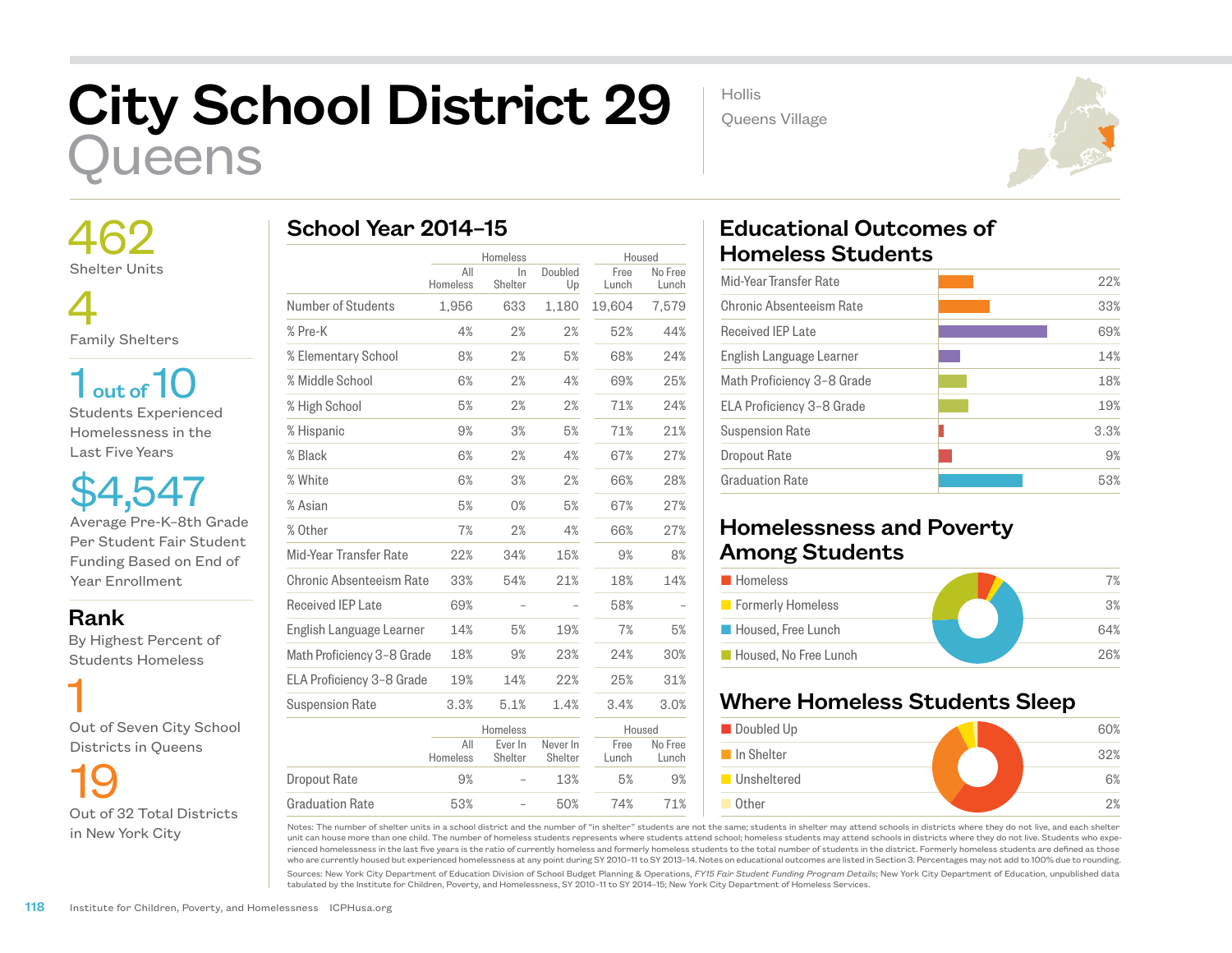# City School District 29
## Queens

Hollis
Queens Village

**462**
Shelter Units

**4**
Family Shelters

**1 out of 10**
Students Experienced Homelessness in the Last Five Years

**$4,547**
Average Pre-K–8th Grade Per Student Fair Student Funding Based on End of Year Enrollment

### Rank
By Highest Percent of Students Homeless

**1**
Out of Seven City School Districts in Queens

**19**
Out of 32 Total Districts in New York City

## School Year 2014–15

| | Homeless | | | Housed | |
|---|---|---|---|---|---|
| | All Homeless | In Shelter | Doubled Up | Free Lunch | No Free Lunch |
| Number of Students | 1,956 | 633 | 1,180 | 19,604 | 7,579 |
| % Pre-K | 4% | 2% | 2% | 52% | 44% |
| % Elementary School | 8% | 2% | 5% | 68% | 24% |
| % Middle School | 6% | 2% | 4% | 69% | 25% |
| % High School | 5% | 2% | 2% | 71% | 24% |
| % Hispanic | 9% | 3% | 5% | 71% | 21% |
| % Black | 6% | 2% | 4% | 67% | 27% |
| % White | 6% | 3% | 2% | 66% | 28% |
| % Asian | 5% | 0% | 5% | 67% | 27% |
| % Other | 7% | 2% | 4% | 66% | 27% |
| Mid-Year Transfer Rate | 22% | 34% | 15% | 9% | 8% |
| Chronic Absenteeism Rate | 33% | 54% | 21% | 18% | 14% |
| Received IEP Late | 69% | – | – | 58% | – |
| English Language Learner | 14% | 5% | 19% | 7% | 5% |
| Math Proficiency 3–8 Grade | 18% | 9% | 23% | 24% | 30% |
| ELA Proficiency 3–8 Grade | 19% | 14% | 22% | 25% | 31% |
| Suspension Rate | 3.3% | 5.1% | 1.4% | 3.4% | 3.0% |

| | Homeless | | | Housed | |
|---|---|---|---|---|---|
| | All Homeless | Ever In Shelter | Never In Shelter | Free Lunch | No Free Lunch |
| Dropout Rate | 9% | – | 13% | 5% | 9% |
| Graduation Rate | 53% | – | 50% | 74% | 71% |

## Educational Outcomes of Homeless Students

| Outcome | Rate |
|---|---|
| Mid-Year Transfer Rate | 22% |
| Chronic Absenteeism Rate | 33% |
| Received IEP Late | 69% |
| English Language Learner | 14% |
| Math Proficiency 3–8 Grade | 18% |
| ELA Proficiency 3–8 Grade | 19% |
| Suspension Rate | 3.3% |
| Dropout Rate | 9% |
| Graduation Rate | 53% |

## Homelessness and Poverty Among Students

| Category | Percent |
|---|---|
| Homeless | 7% |
| Formerly Homeless | 3% |
| Housed, Free Lunch | 64% |
| Housed, No Free Lunch | 26% |

## Where Homeless Students Sleep

| Category | Percent |
|---|---|
| Doubled Up | 60% |
| In Shelter | 32% |
| Unsheltered | 6% |
| Other | 2% |

Notes: The number of shelter units in a school district and the number of "in shelter" students are not the same; students in shelter may attend schools in districts where they do not live, and each shelter unit can house more than one child. The number of homeless students represents where students attend school; homeless students may attend schools in districts where they do not live. Students who experienced homelessness in the last five years is the ratio of currently homeless and formerly homeless students to the total number of students in the district. Formerly homeless students are defined as those who are currently housed but experienced homelessness at any point during SY 2010–11 to SY 2013–14. Notes on educational outcomes are listed in Section 3. Percentages may not add to 100% due to rounding.

Sources: New York City Department of Education Division of School Budget Planning & Operations, *FY15 Fair Student Funding Program Details*; New York City Department of Education, unpublished data tabulated by the Institute for Children, Poverty, and Homelessness, SY 2010–11 to SY 2014–15; New York City Department of Homeless Services.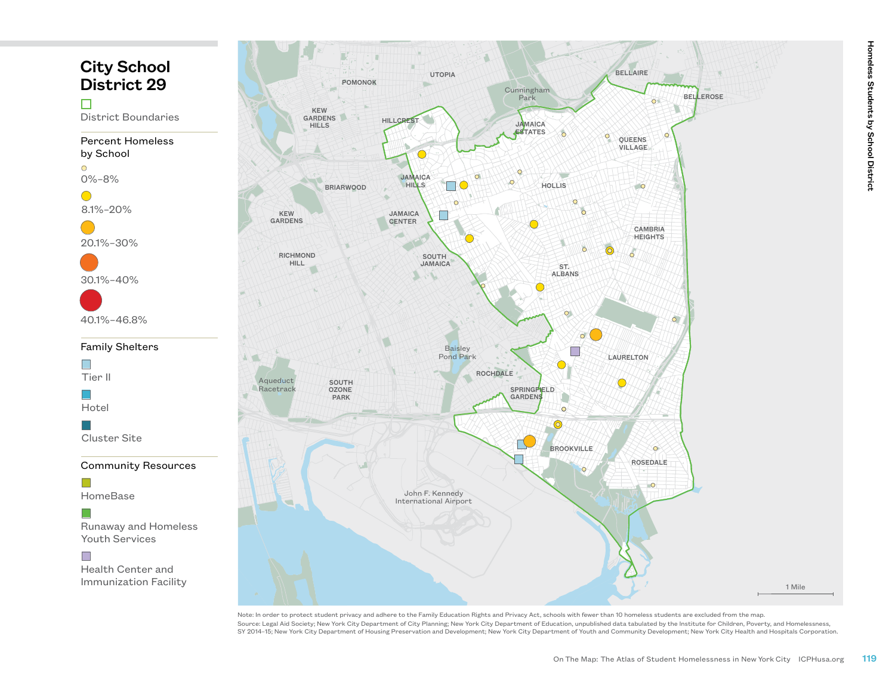# City School District 29

District Boundaries

Percent Homeless by School

0%–8%

8.1%–20%

20.1%–30%

30.1%–40%

40.1%–46.8%

Family Shelters

Tier II

Hotel

Cluster Site

Community Resources

HomeBase

Runaway and Homeless Youth Services

Health Center and Immunization Facility

POMONOK
UTOPIA
BELLAIRE
Cunningham Park
BELLEROSE
KEW GARDENS HILLS
HILLCREST
JAMAICA ESTATES
QUEENS VILLAGE
JAMAICA HILLS
BRIARWOOD
HOLLIS
KEW GARDENS
JAMAICA CENTER
CAMBRIA HEIGHTS
RICHMOND HILL
SOUTH JAMAICA
ST. ALBANS
Baisley Pond Park
LAURELTON
Aqueduct Racetrack
SOUTH OZONE PARK
ROCHDALE
SPRINGFIELD GARDENS
BROOKVILLE
ROSEDALE
John F. Kennedy International Airport
1 Mile

Note: In order to protect student privacy and adhere to the Family Education Rights and Privacy Act, schools with fewer than 10 homeless students are excluded from the map.
Source: Legal Aid Society; New York City Department of City Planning; New York City Department of Education, unpublished data tabulated by the Institute for Children, Poverty, and Homelessness, SY 2014–15; New York City Department of Housing Preservation and Development; New York City Department of Youth and Community Development; New York City Health and Hospitals Corporation.